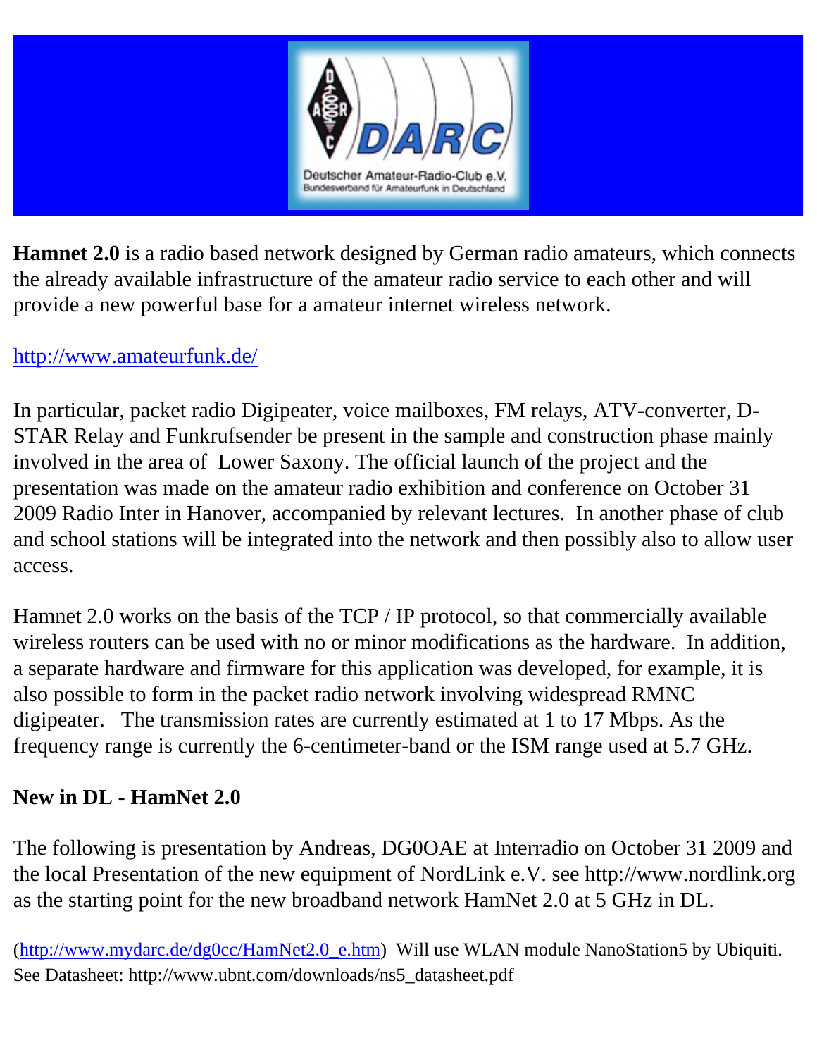**Hamnet 2.0** is a radio based network designed by German radio amateurs, which connects the already available infrastructure of the amateur radio service to each other and will provide a new powerful base for a amateur internet wireless network.

http://www.amateurfunk.de/

In particular, packet radio Digipeater, voice mailboxes, FM relays, ATV-converter, D-STAR Relay and Funkrufsender be present in the sample and construction phase mainly involved in the area of Lower Saxony. The official launch of the project and the presentation was made on the amateur radio exhibition and conference on October 31 2009 Radio Inter in Hanover, accompanied by relevant lectures. In another phase of club and school stations will be integrated into the network and then possibly also to allow user access.

Hamnet 2.0 works on the basis of the TCP / IP protocol, so that commercially available wireless routers can be used with no or minor modifications as the hardware. In addition, a separate hardware and firmware for this application was developed, for example, it is also possible to form in the packet radio network involving widespread RMNC digipeater. The transmission rates are currently estimated at 1 to 17 Mbps. As the frequency range is currently the 6-centimeter-band or the ISM range used at 5.7 GHz.

**New in DL - HamNet 2.0**

The following is presentation by Andreas, DG0OAE at Interradio on October 31 2009 and the local Presentation of the new equipment of NordLink e.V. see http://www.nordlink.org as the starting point for the new broadband network HamNet 2.0 at 5 GHz in DL.

(http://www.mydarc.de/dg0cc/HamNet2.0_e.htm) Will use WLAN module NanoStation5 by Ubiquiti. See Datasheet: http://www.ubnt.com/downloads/ns5_datasheet.pdf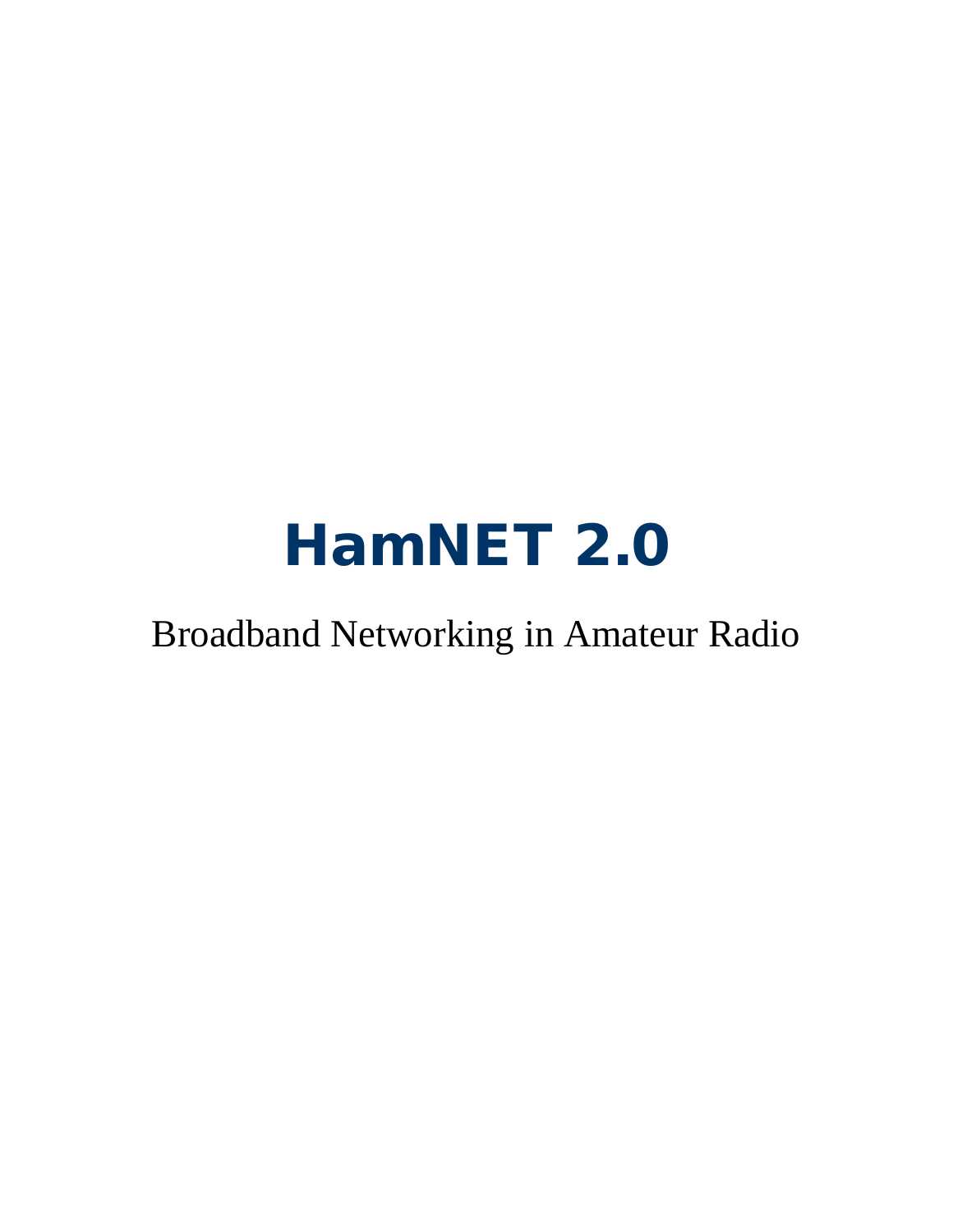# HamNET 2.0

Broadband Networking in Amateur Radio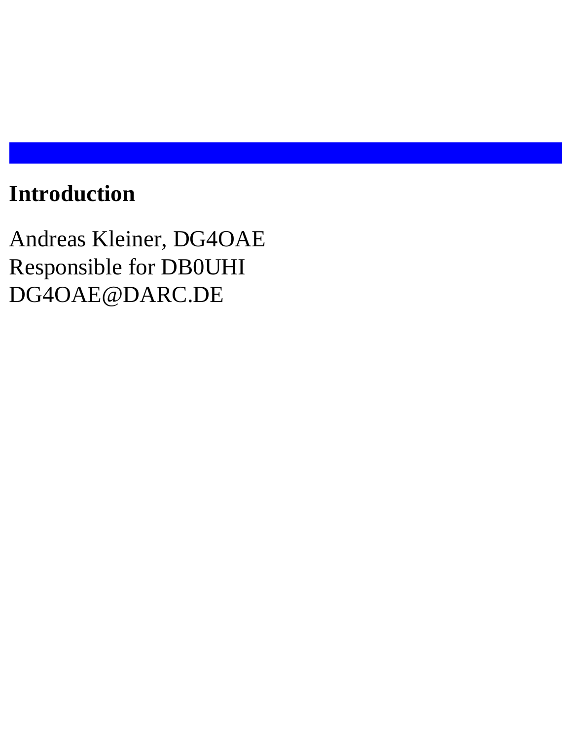## Introduction

Andreas Kleiner, DG4OAE
Responsible for DB0UHI
DG4OAE@DARC.DE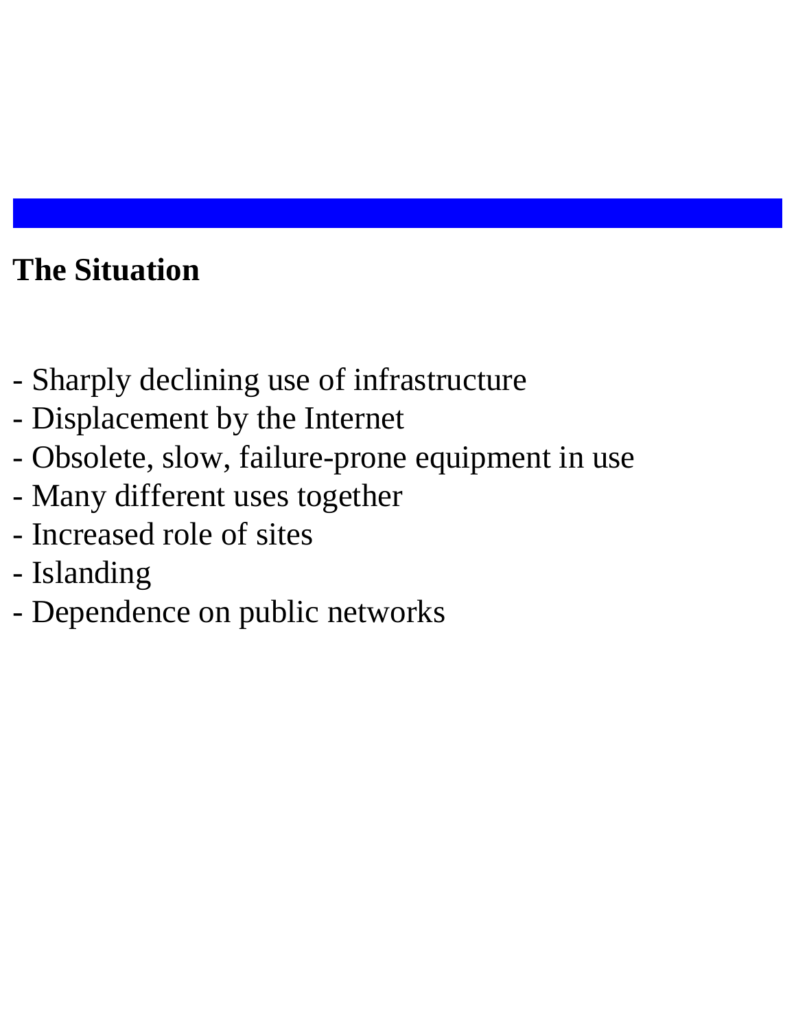## The Situation

- Sharply declining use of infrastructure
- Displacement by the Internet
- Obsolete, slow, failure-prone equipment in use
- Many different uses together
- Increased role of sites
- Islanding
- Dependence on public networks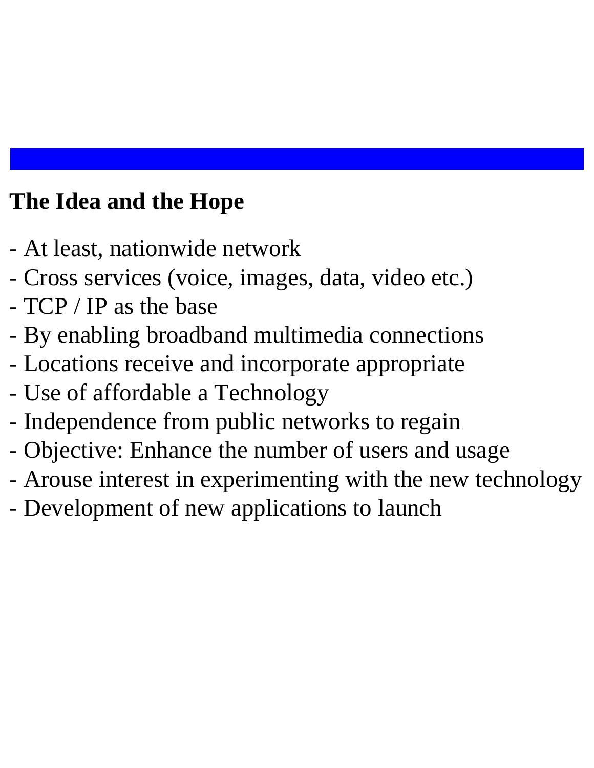**The Idea and the Hope**

- At least, nationwide network
- Cross services (voice, images, data, video etc.)
- TCP / IP as the base
- By enabling broadband multimedia connections
- Locations receive and incorporate appropriate
- Use of affordable a Technology
- Independence from public networks to regain
- Objective: Enhance the number of users and usage
- Arouse interest in experimenting with the new technology
- Development of new applications to launch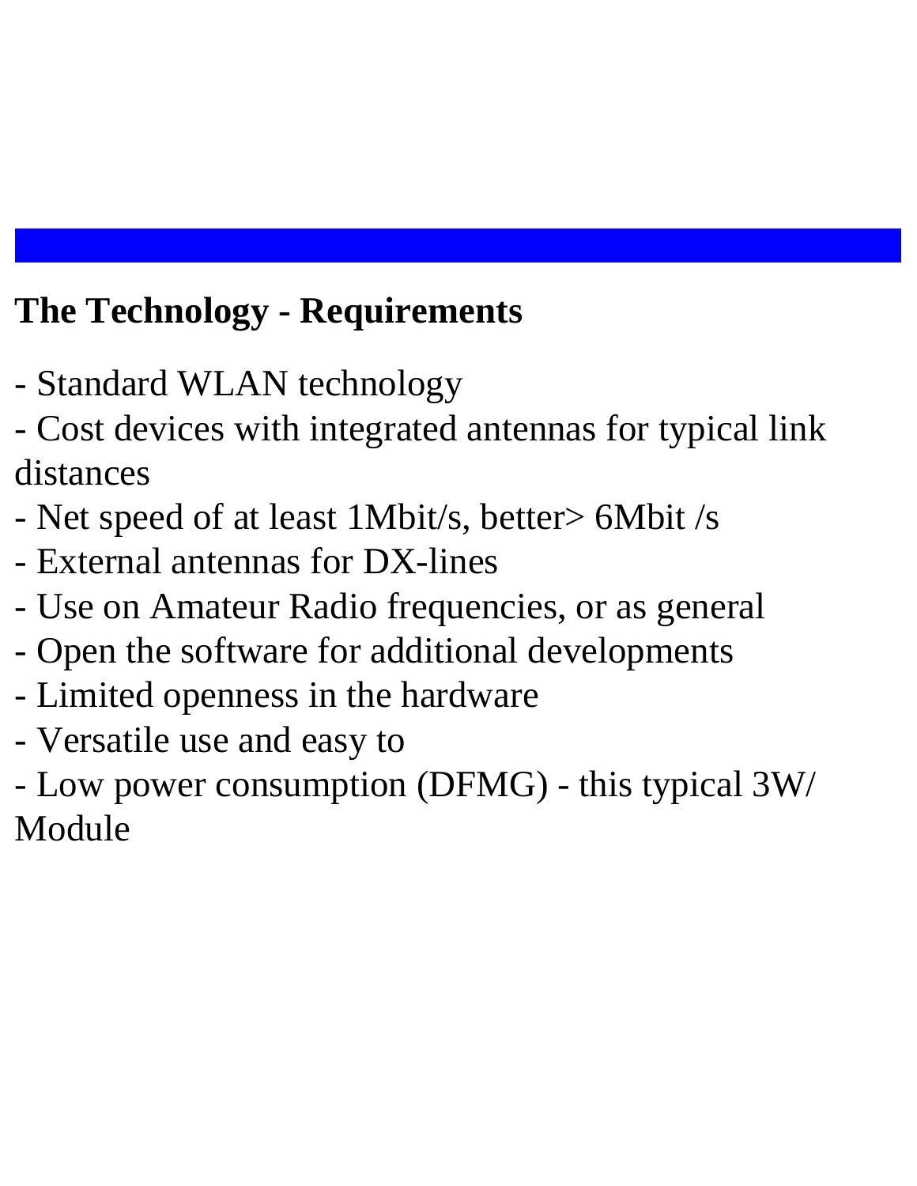## The Technology - Requirements

- Standard WLAN technology
- Cost devices with integrated antennas for typical link distances
- Net speed of at least 1Mbit/s, better> 6Mbit /s
- External antennas for DX-lines
- Use on Amateur Radio frequencies, or as general
- Open the software for additional developments
- Limited openness in the hardware
- Versatile use and easy to
- Low power consumption (DFMG) - this typical 3W/ Module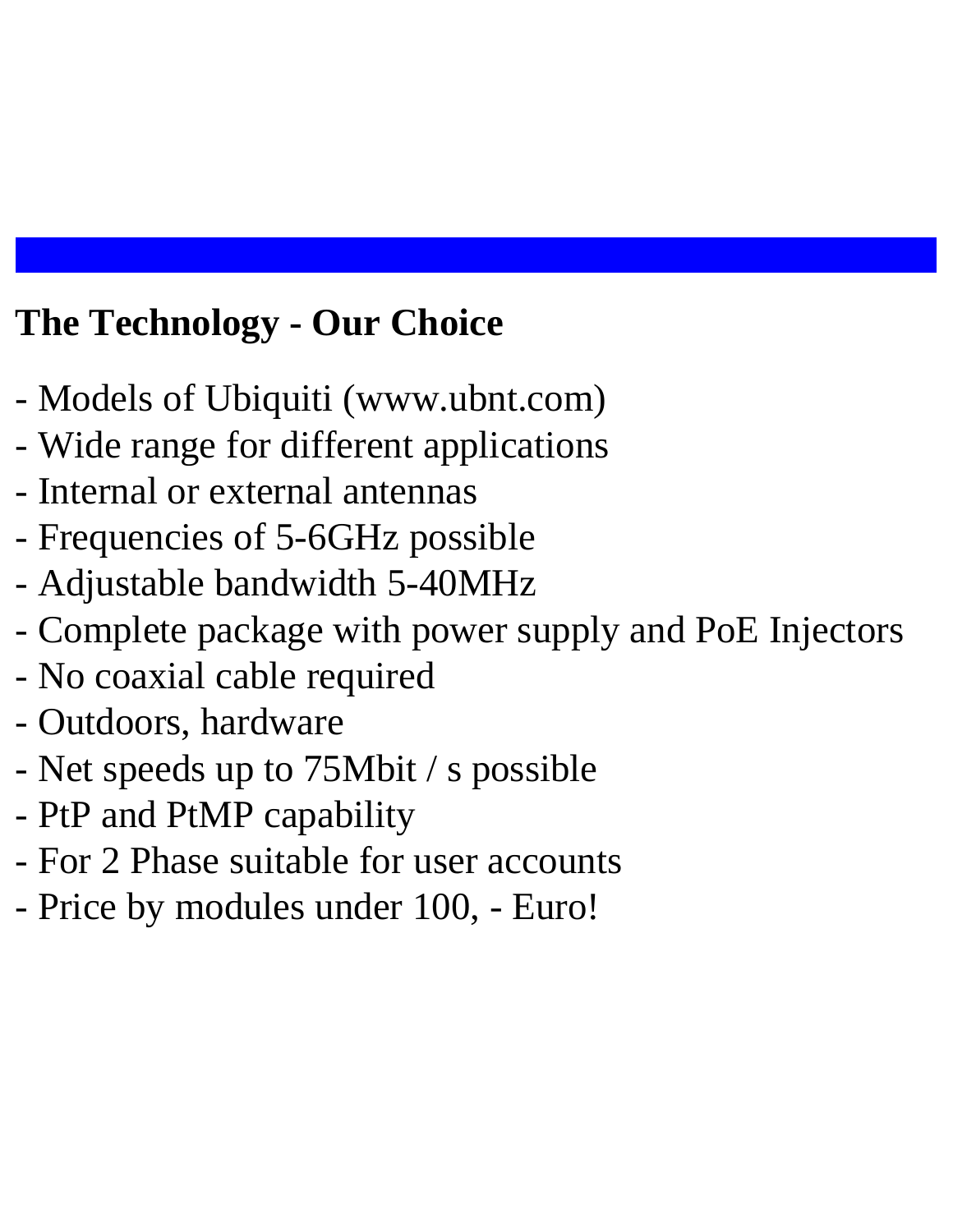## The Technology - Our Choice

- Models of Ubiquiti (www.ubnt.com)
- Wide range for different applications
- Internal or external antennas
- Frequencies of 5-6GHz possible
- Adjustable bandwidth 5-40MHz
- Complete package with power supply and PoE Injectors
- No coaxial cable required
- Outdoors, hardware
- Net speeds up to 75Mbit / s possible
- PtP and PtMP capability
- For 2 Phase suitable for user accounts
- Price by modules under 100, - Euro!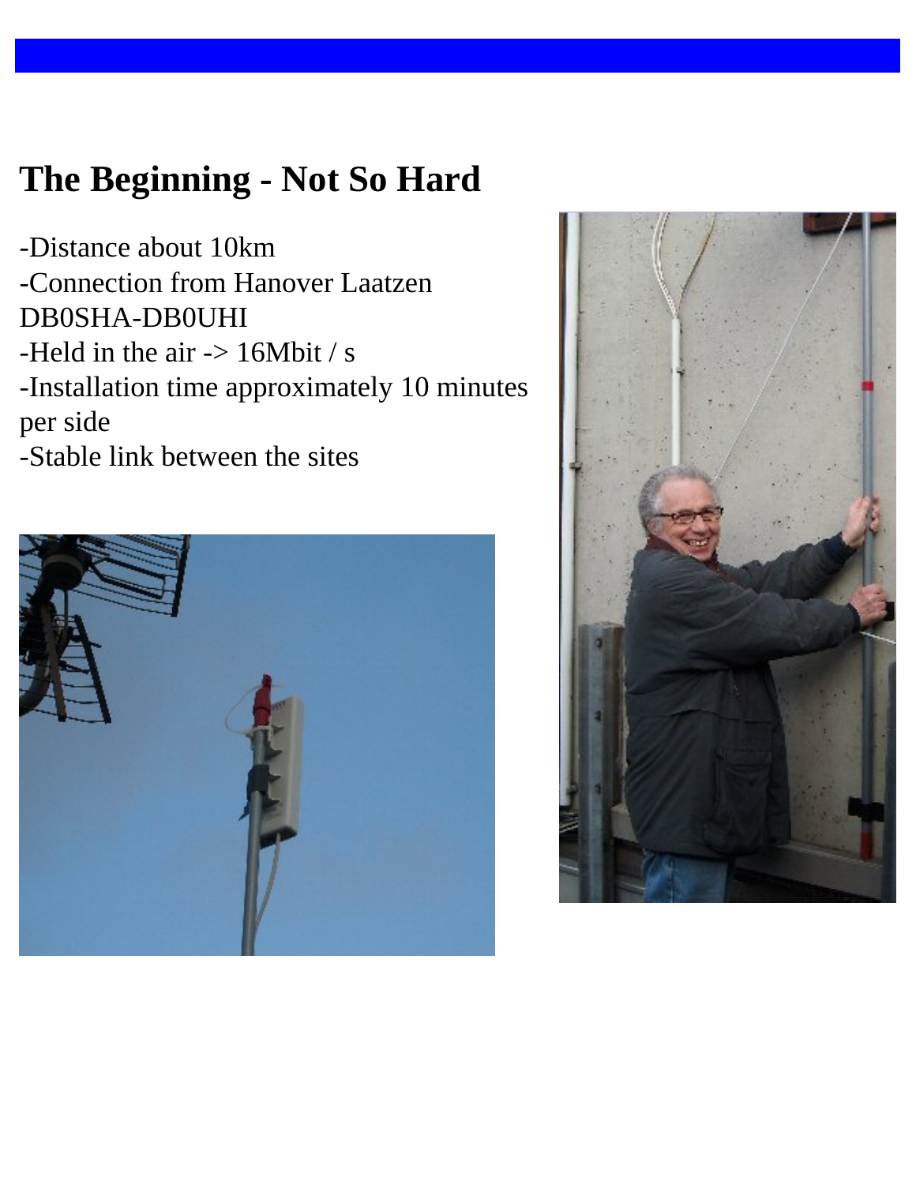# The Beginning - Not So Hard

-Distance about 10km
-Connection from Hanover Laatzen DB0SHA-DB0UHI
-Held in the air -> 16Mbit / s
-Installation time approximately 10 minutes per side
-Stable link between the sites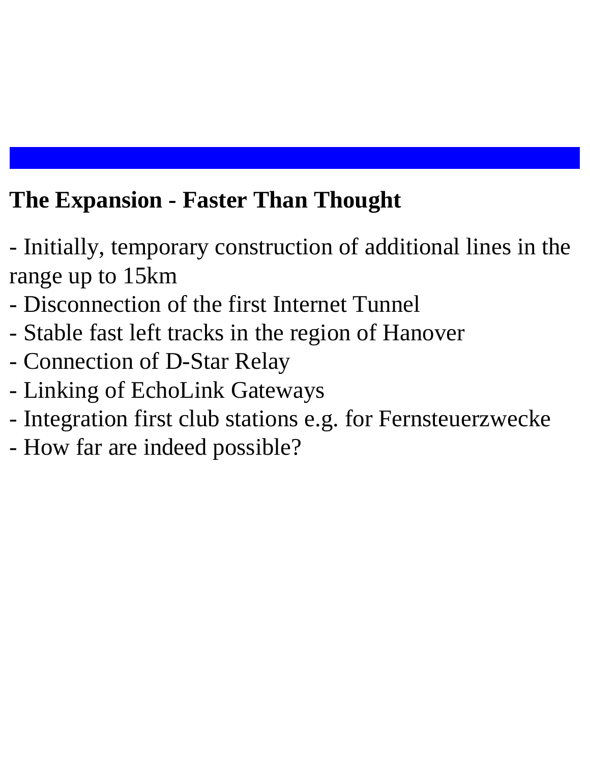## The Expansion - Faster Than Thought

- Initially, temporary construction of additional lines in the range up to 15km
- Disconnection of the first Internet Tunnel
- Stable fast left tracks in the region of Hanover
- Connection of D-Star Relay
- Linking of EchoLink Gateways
- Integration first club stations e.g. for Fernsteuerzwecke
- How far are indeed possible?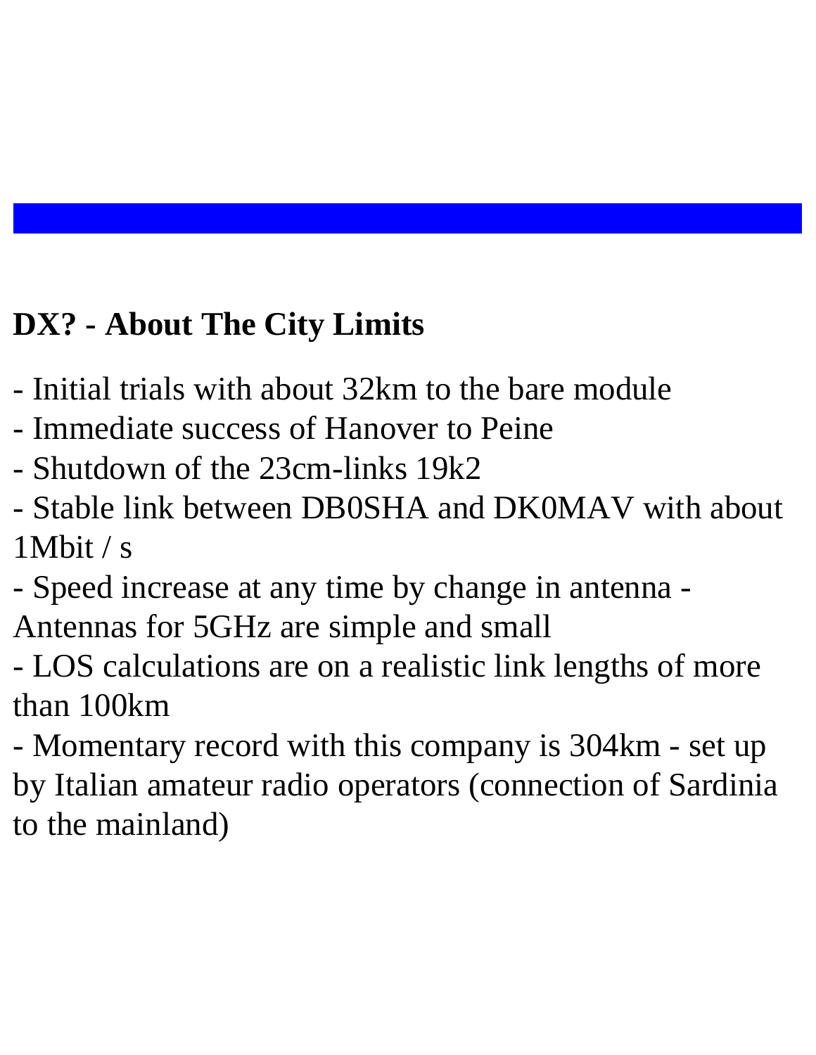## DX? - About The City Limits

- Initial trials with about 32km to the bare module
- Immediate success of Hanover to Peine
- Shutdown of the 23cm-links 19k2
- Stable link between DB0SHA and DK0MAV with about 1Mbit / s
- Speed increase at any time by change in antenna - Antennas for 5GHz are simple and small
- LOS calculations are on a realistic link lengths of more than 100km
- Momentary record with this company is 304km - set up by Italian amateur radio operators (connection of Sardinia to the mainland)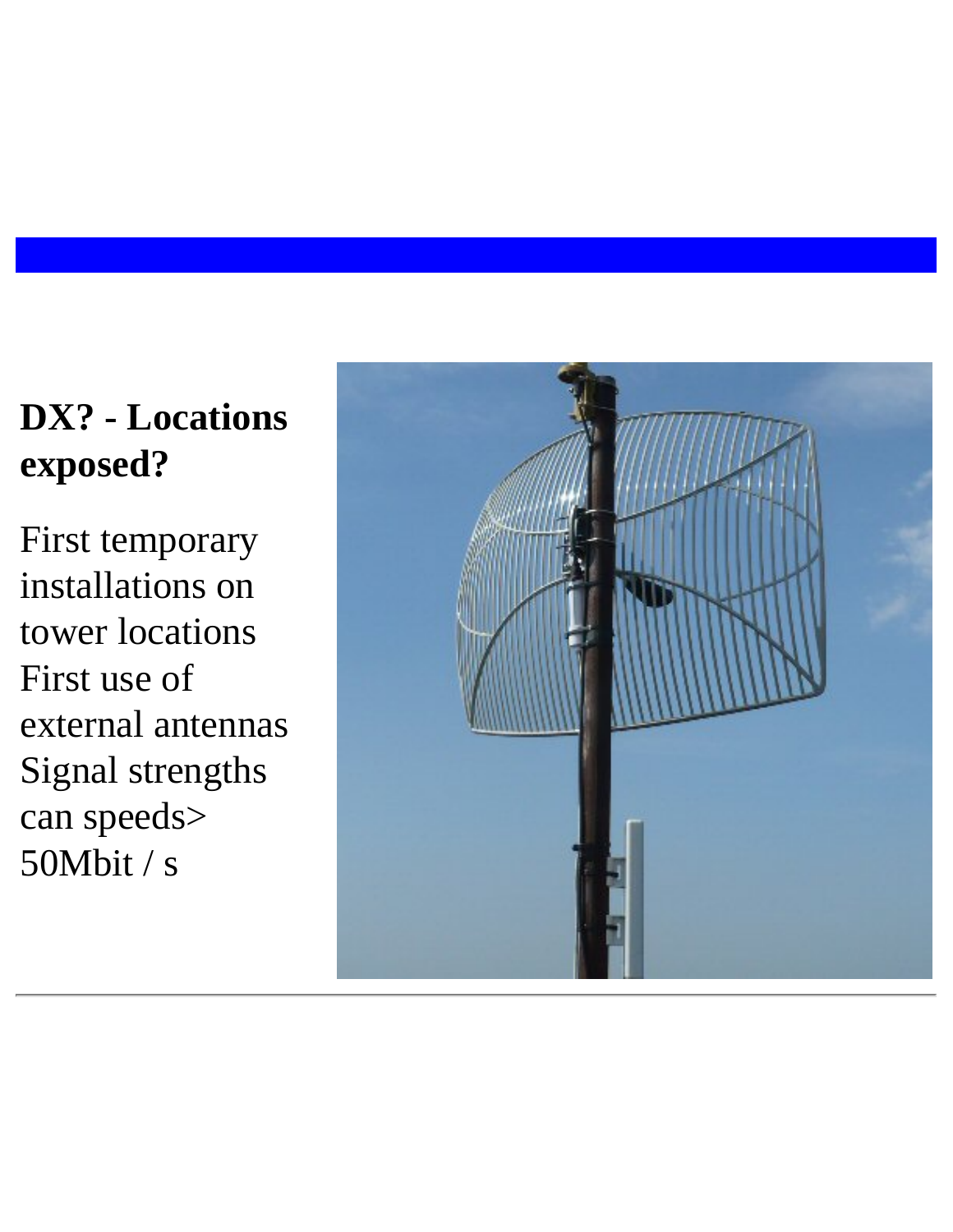**DX? - Locations exposed?**

First temporary installations on tower locations
First use of external antennas
Signal strengths can speeds> 50Mbit / s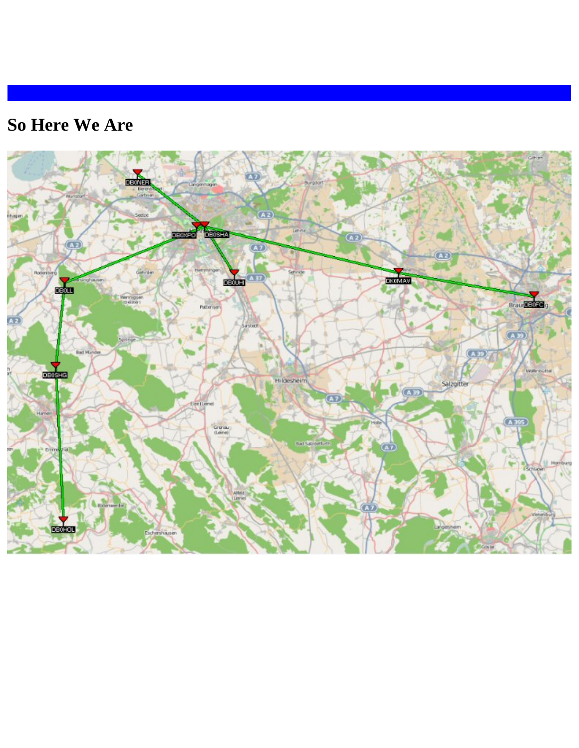## So Here We Are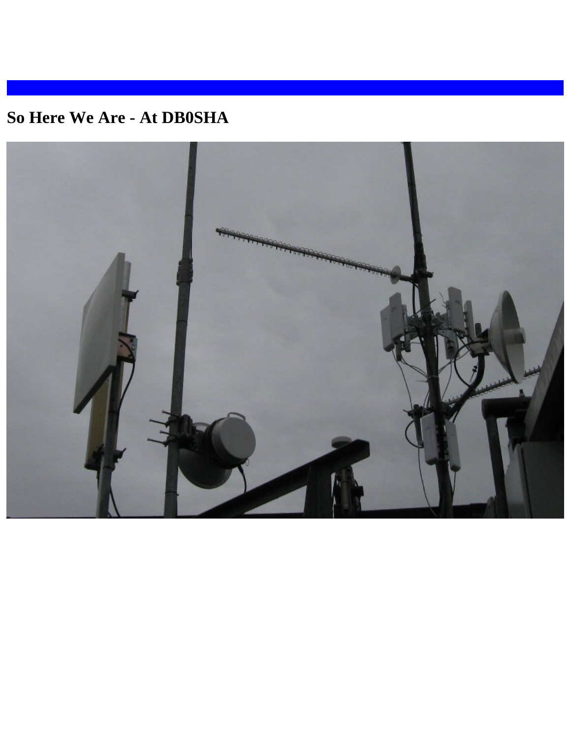## So Here We Are - At DB0SHA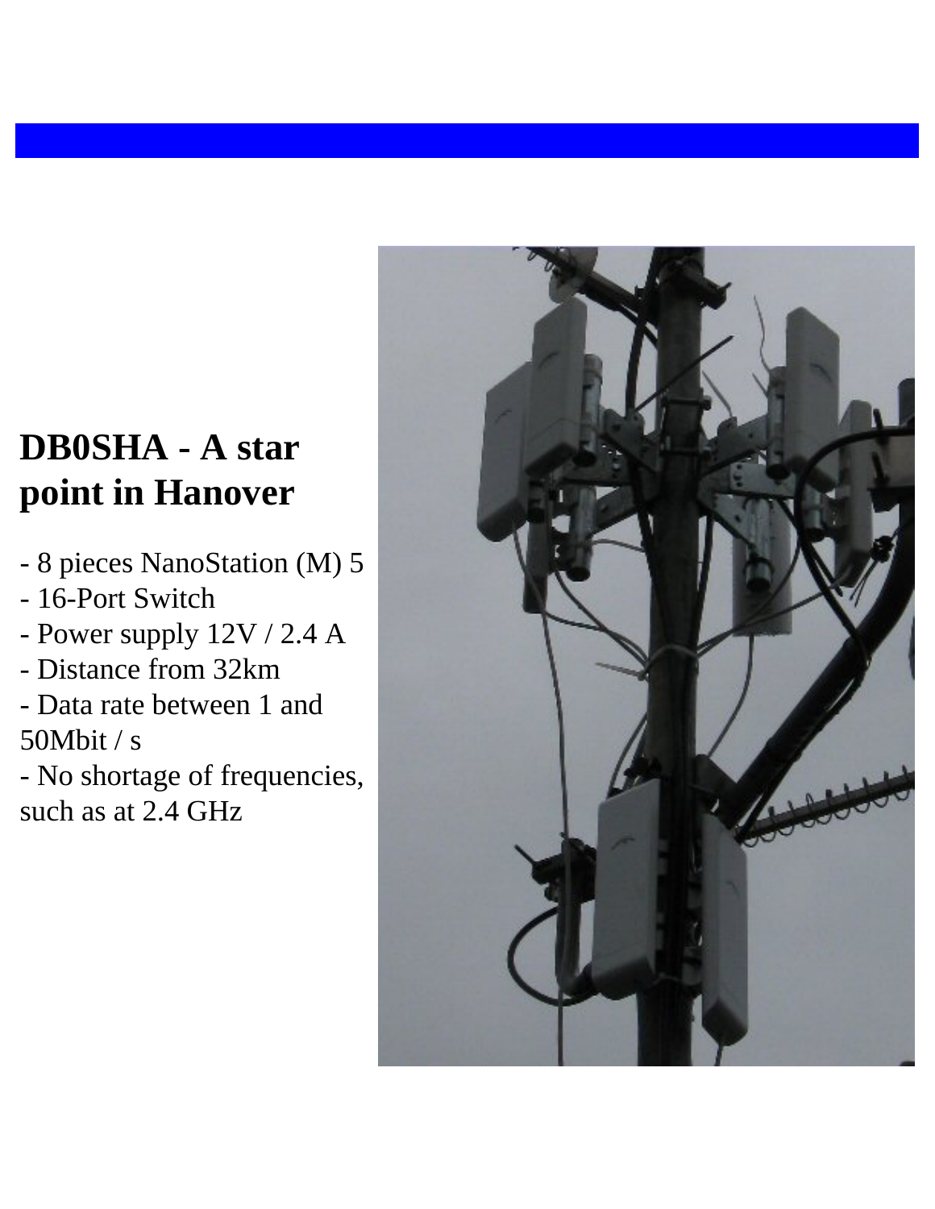## DB0SHA - A star point in Hanover

- 8 pieces NanoStation (M) 5
- 16-Port Switch
- Power supply 12V / 2.4 A
- Distance from 32km
- Data rate between 1 and 50Mbit / s
- No shortage of frequencies, such as at 2.4 GHz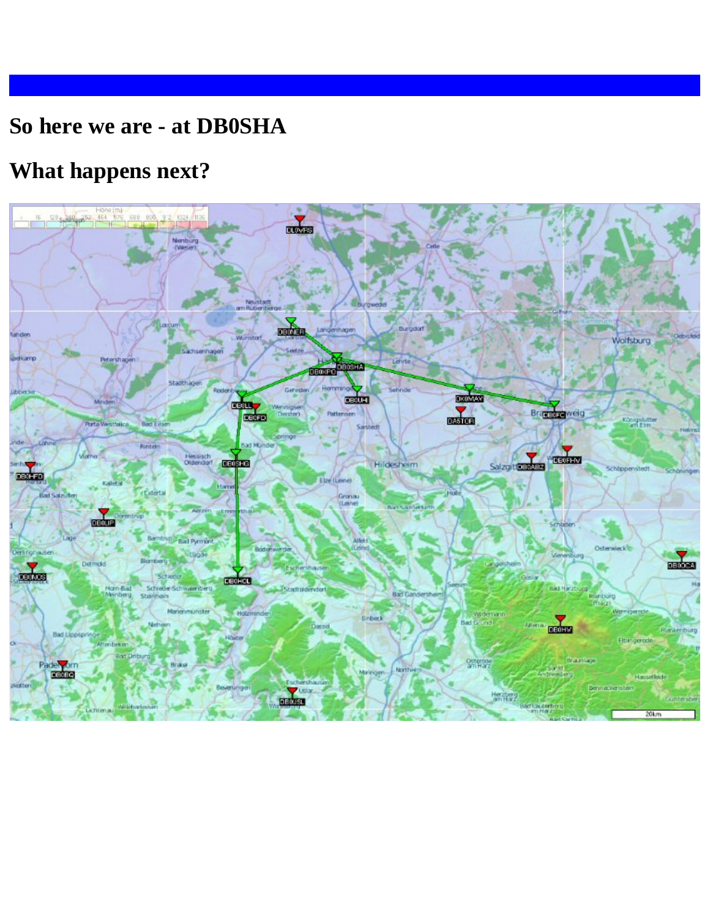## So here we are - at DB0SHA

## What happens next?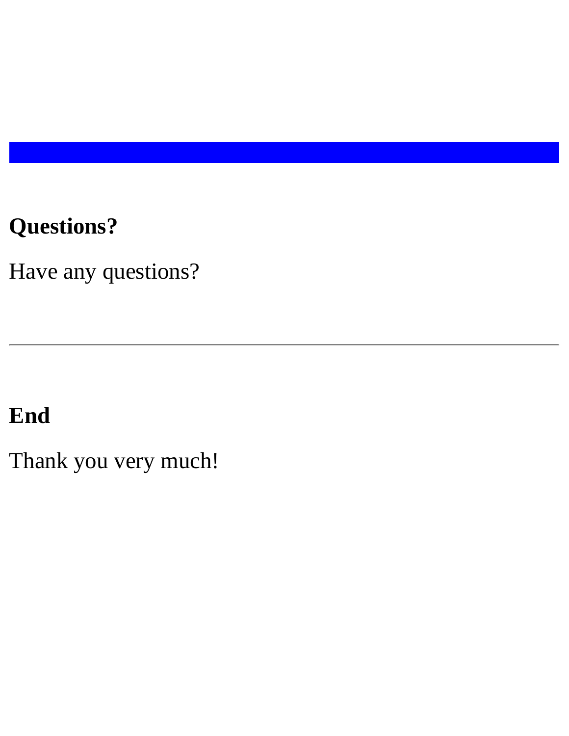## Questions?

Have any questions?

---

## End

Thank you very much!